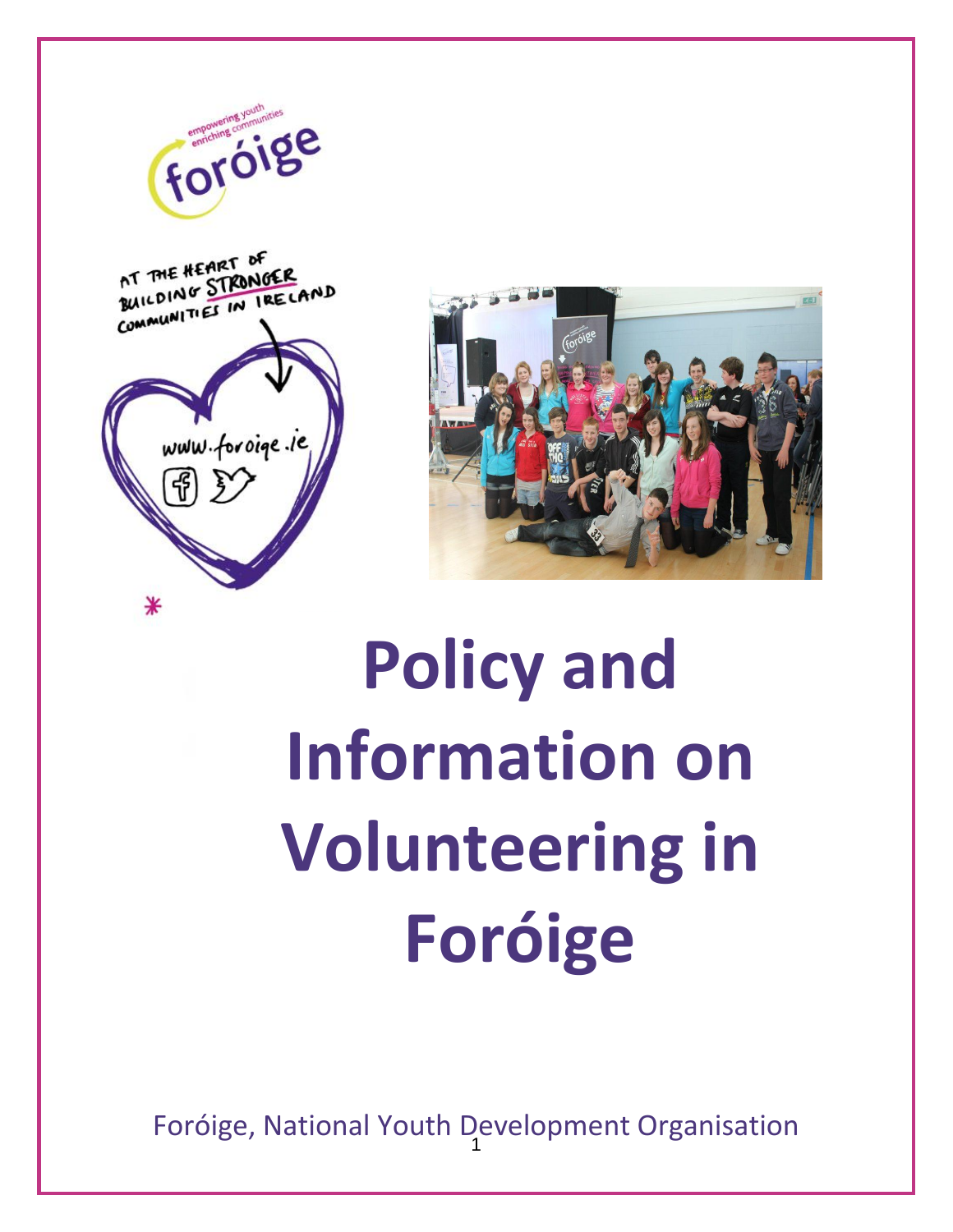empowering youth enriching communities

foróige

AT THE HEART OF BUILDING STRONGER COMMUNITIES IN IRELAND

www.foroige.ie

# Policy and Information on Volunteering in Foróige

Foróige, National Youth Development Organisation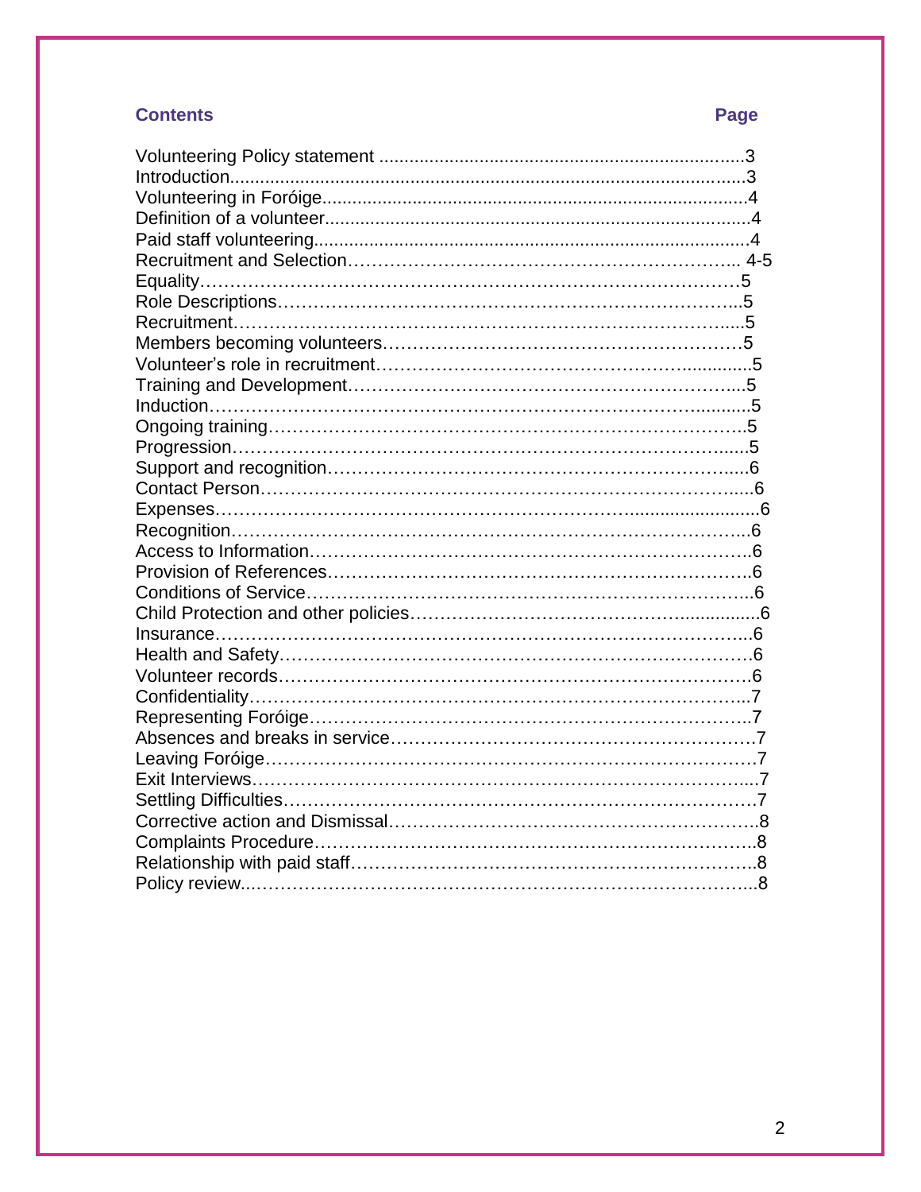## Contents

| Contents | Page |
|---|---|
| Volunteering Policy statement | 3 |
| Introduction | 3 |
| Volunteering in Foróige | 4 |
| Definition of a volunteer | 4 |
| Paid staff volunteering | 4 |
| Recruitment and Selection | 4-5 |
| Equality | 5 |
| Role Descriptions | 5 |
| Recruitment | 5 |
| Members becoming volunteers | 5 |
| Volunteer's role in recruitment | 5 |
| Training and Development | 5 |
| Induction | 5 |
| Ongoing training | 5 |
| Progression | 5 |
| Support and recognition | 6 |
| Contact Person | 6 |
| Expenses | 6 |
| Recognition | 6 |
| Access to Information | 6 |
| Provision of References | 6 |
| Conditions of Service | 6 |
| Child Protection and other policies | 6 |
| Insurance | 6 |
| Health and Safety | 6 |
| Volunteer records | 6 |
| Confidentiality | 7 |
| Representing Foróige | 7 |
| Absences and breaks in service | 7 |
| Leaving Foróige | 7 |
| Exit Interviews | 7 |
| Settling Difficulties | 7 |
| Corrective action and Dismissal | 8 |
| Complaints Procedure | 8 |
| Relationship with paid staff | 8 |
| Policy review | 8 |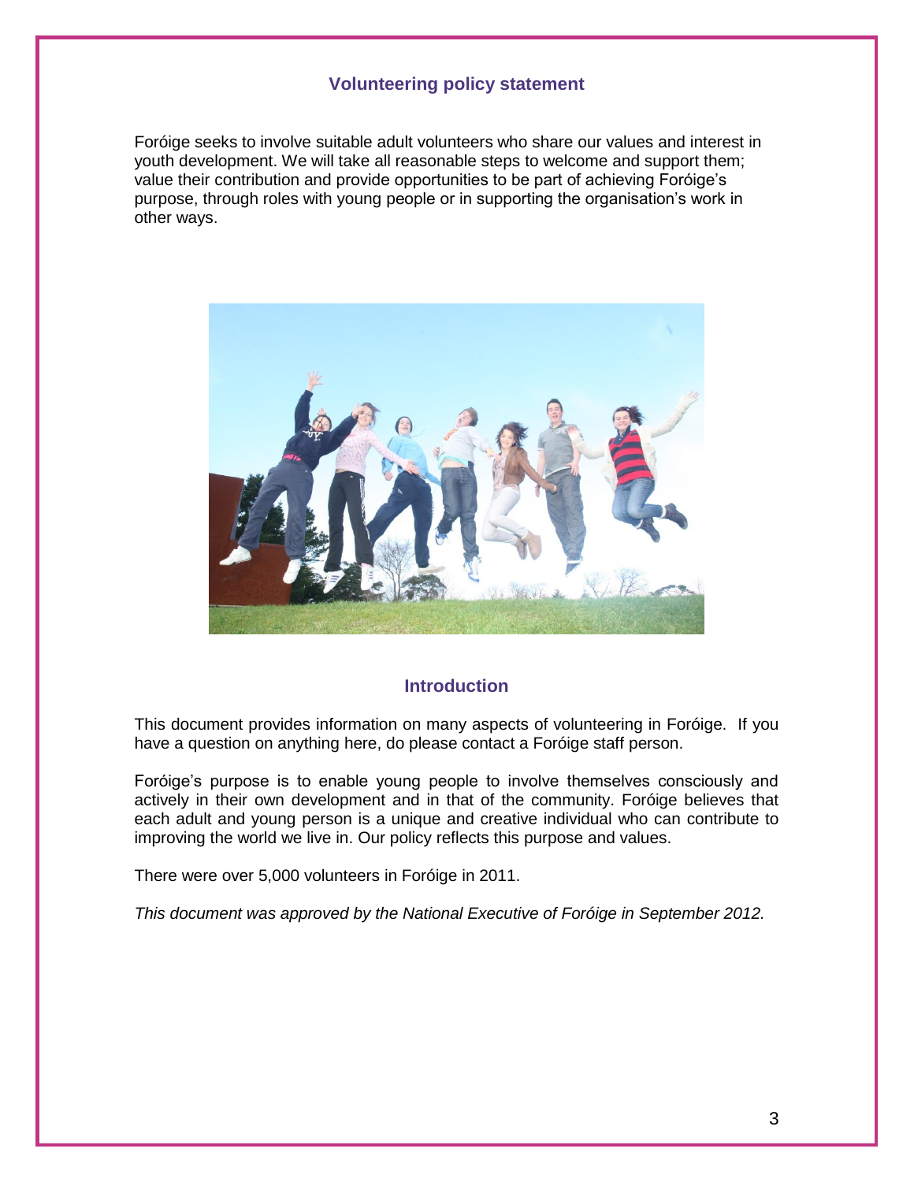## Volunteering policy statement

Foróige seeks to involve suitable adult volunteers who share our values and interest in youth development. We will take all reasonable steps to welcome and support them; value their contribution and provide opportunities to be part of achieving Foróige's purpose, through roles with young people or in supporting the organisation's work in other ways.

## Introduction

This document provides information on many aspects of volunteering in Foróige. If you have a question on anything here, do please contact a Foróige staff person.

Foróige's purpose is to enable young people to involve themselves consciously and actively in their own development and in that of the community. Foróige believes that each adult and young person is a unique and creative individual who can contribute to improving the world we live in. Our policy reflects this purpose and values.

There were over 5,000 volunteers in Foróige in 2011.

*This document was approved by the National Executive of Foróige in September 2012.*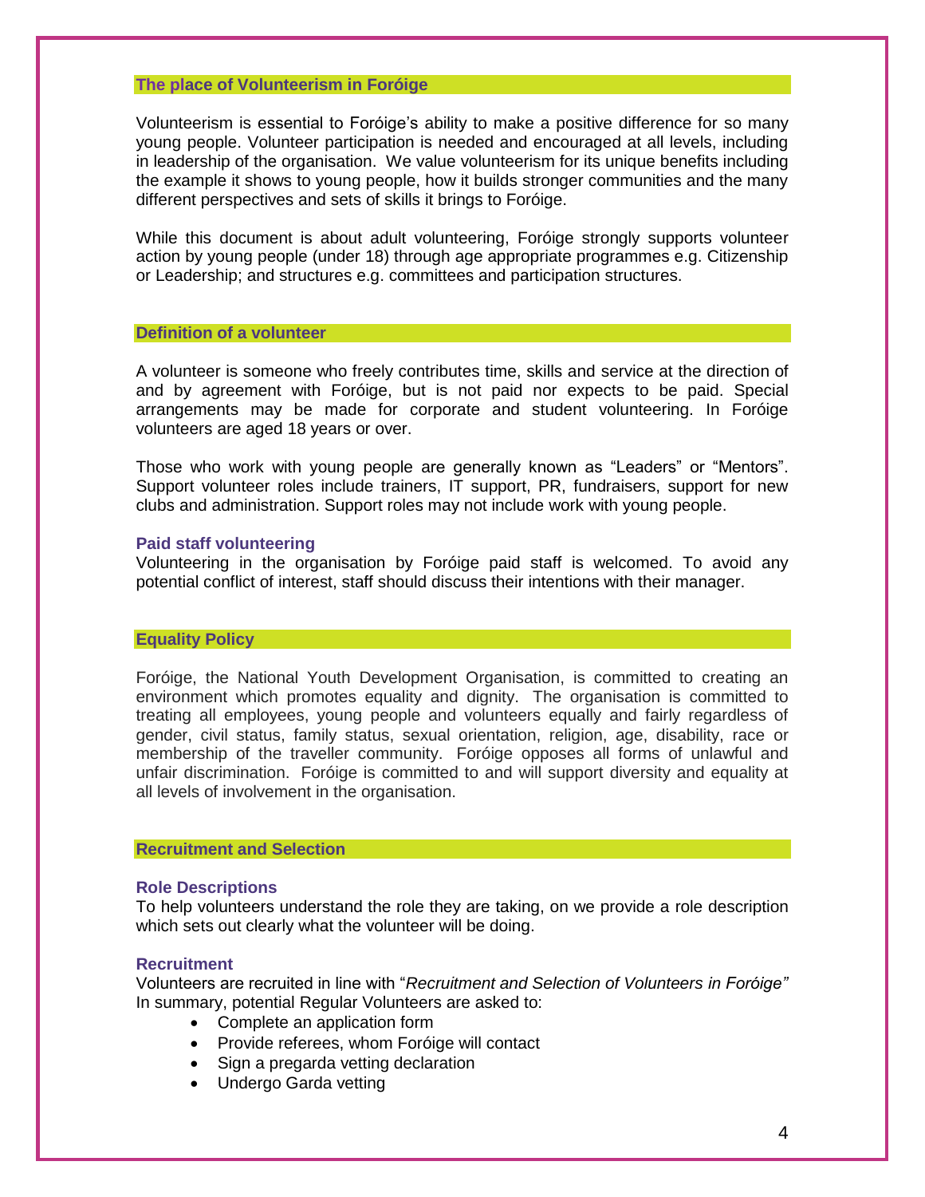## The place of Volunteerism in Foróige

Volunteerism is essential to Foróige's ability to make a positive difference for so many young people. Volunteer participation is needed and encouraged at all levels, including in leadership of the organisation. We value volunteerism for its unique benefits including the example it shows to young people, how it builds stronger communities and the many different perspectives and sets of skills it brings to Foróige.

While this document is about adult volunteering, Foróige strongly supports volunteer action by young people (under 18) through age appropriate programmes e.g. Citizenship or Leadership; and structures e.g. committees and participation structures.

## Definition of a volunteer

A volunteer is someone who freely contributes time, skills and service at the direction of and by agreement with Foróige, but is not paid nor expects to be paid. Special arrangements may be made for corporate and student volunteering. In Foróige volunteers are aged 18 years or over.

Those who work with young people are generally known as "Leaders" or "Mentors". Support volunteer roles include trainers, IT support, PR, fundraisers, support for new clubs and administration. Support roles may not include work with young people.

### Paid staff volunteering

Volunteering in the organisation by Foróige paid staff is welcomed. To avoid any potential conflict of interest, staff should discuss their intentions with their manager.

## Equality Policy

Foróige, the National Youth Development Organisation, is committed to creating an environment which promotes equality and dignity. The organisation is committed to treating all employees, young people and volunteers equally and fairly regardless of gender, civil status, family status, sexual orientation, religion, age, disability, race or membership of the traveller community. Foróige opposes all forms of unlawful and unfair discrimination. Foróige is committed to and will support diversity and equality at all levels of involvement in the organisation.

## Recruitment and Selection

### Role Descriptions

To help volunteers understand the role they are taking, on we provide a role description which sets out clearly what the volunteer will be doing.

### Recruitment

Volunteers are recruited in line with "*Recruitment and Selection of Volunteers in Foróige"* In summary, potential Regular Volunteers are asked to:

- Complete an application form
- Provide referees, whom Foróige will contact
- Sign a pregarda vetting declaration
- Undergo Garda vetting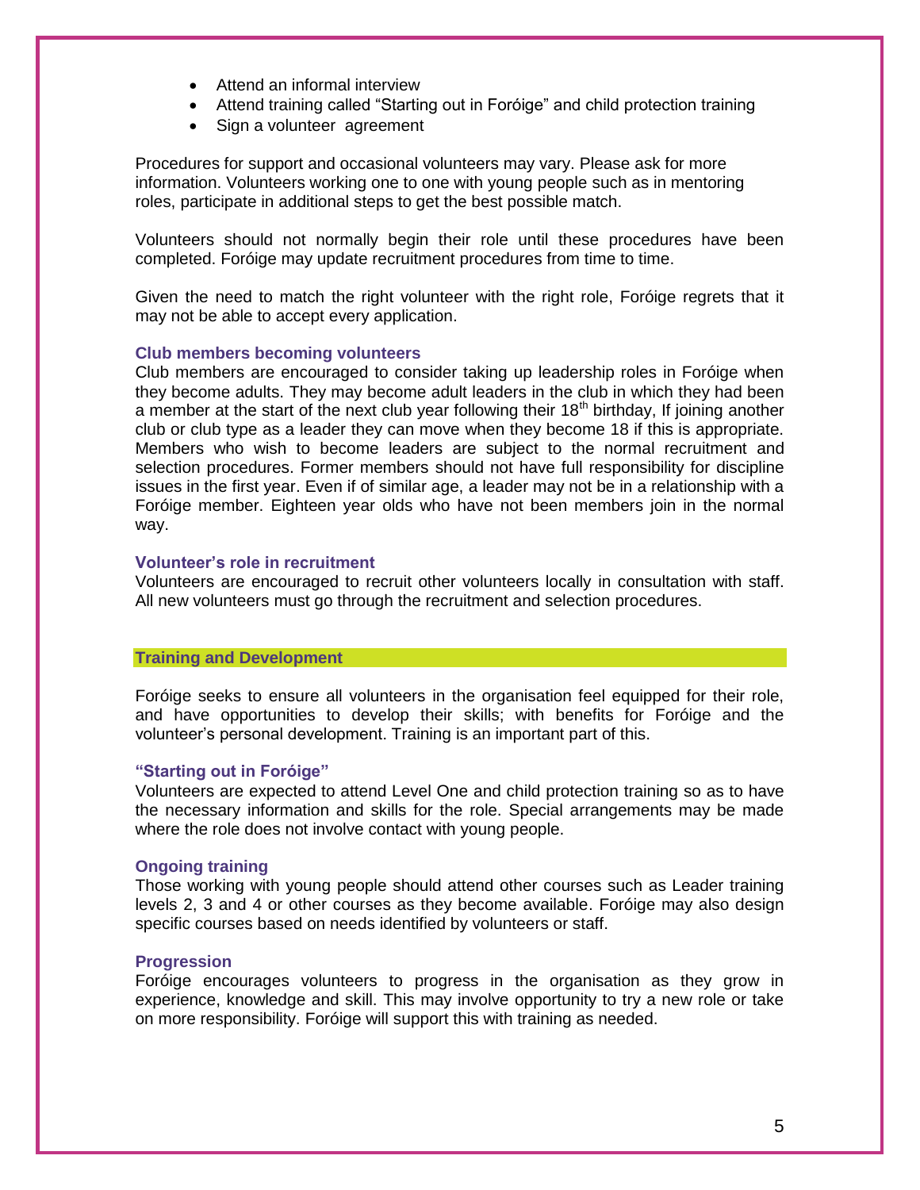- Attend an informal interview
- Attend training called “Starting out in Foróige” and child protection training
- Sign a volunteer agreement

Procedures for support and occasional volunteers may vary. Please ask for more information. Volunteers working one to one with young people such as in mentoring roles, participate in additional steps to get the best possible match.

Volunteers should not normally begin their role until these procedures have been completed. Foróige may update recruitment procedures from time to time.

Given the need to match the right volunteer with the right role, Foróige regrets that it may not be able to accept every application.

### Club members becoming volunteers

Club members are encouraged to consider taking up leadership roles in Foróige when they become adults. They may become adult leaders in the club in which they had been a member at the start of the next club year following their 18th birthday, If joining another club or club type as a leader they can move when they become 18 if this is appropriate. Members who wish to become leaders are subject to the normal recruitment and selection procedures. Former members should not have full responsibility for discipline issues in the first year. Even if of similar age, a leader may not be in a relationship with a Foróige member. Eighteen year olds who have not been members join in the normal way.

### Volunteer’s role in recruitment

Volunteers are encouraged to recruit other volunteers locally in consultation with staff. All new volunteers must go through the recruitment and selection procedures.

## Training and Development

Foróige seeks to ensure all volunteers in the organisation feel equipped for their role, and have opportunities to develop their skills; with benefits for Foróige and the volunteer’s personal development. Training is an important part of this.

### “Starting out in Foróige”

Volunteers are expected to attend Level One and child protection training so as to have the necessary information and skills for the role. Special arrangements may be made where the role does not involve contact with young people.

### Ongoing training

Those working with young people should attend other courses such as Leader training levels 2, 3 and 4 or other courses as they become available. Foróige may also design specific courses based on needs identified by volunteers or staff.

### Progression

Foróige encourages volunteers to progress in the organisation as they grow in experience, knowledge and skill. This may involve opportunity to try a new role or take on more responsibility. Foróige will support this with training as needed.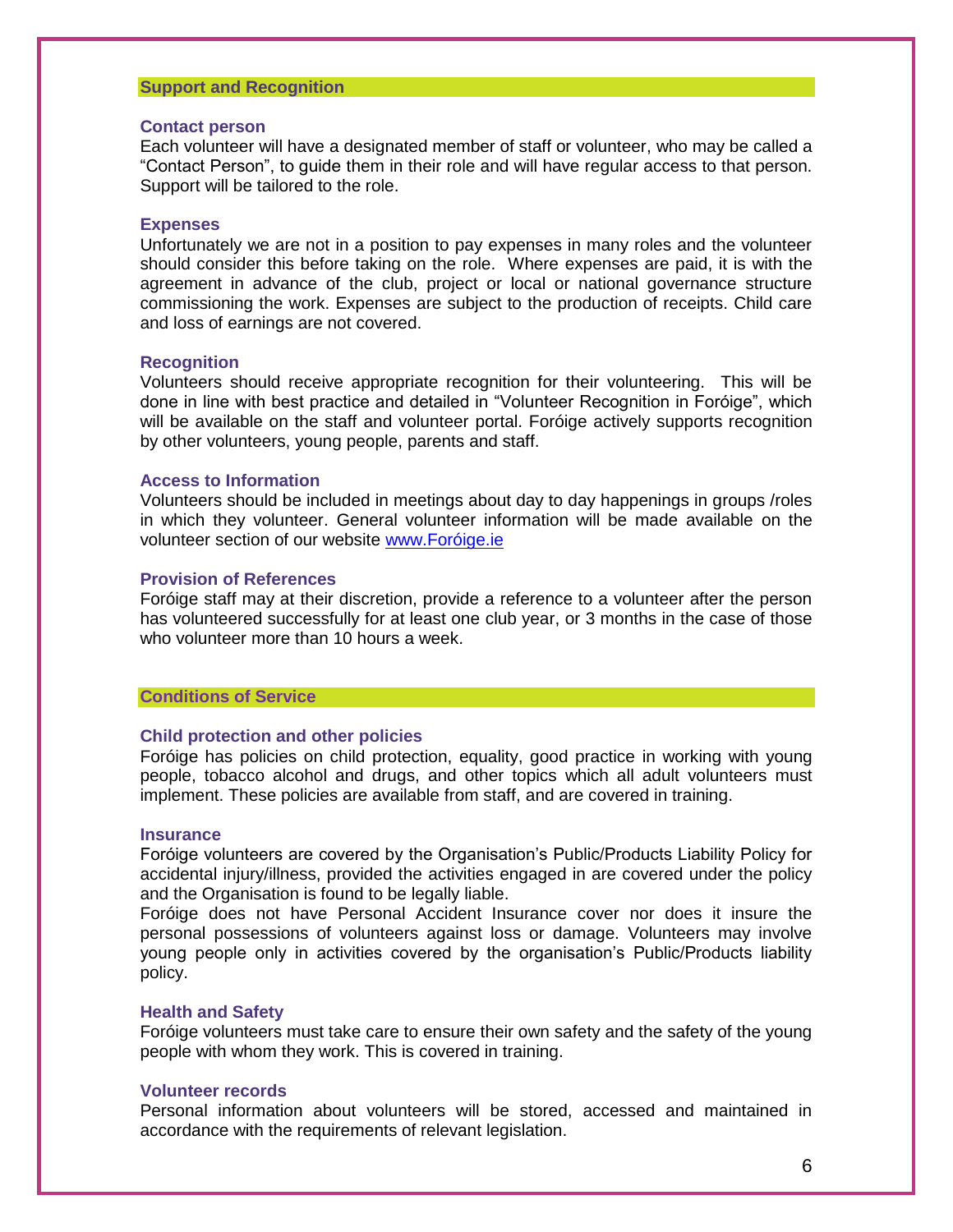## Support and Recognition

### Contact person

Each volunteer will have a designated member of staff or volunteer, who may be called a "Contact Person", to guide them in their role and will have regular access to that person. Support will be tailored to the role.

### Expenses

Unfortunately we are not in a position to pay expenses in many roles and the volunteer should consider this before taking on the role. Where expenses are paid, it is with the agreement in advance of the club, project or local or national governance structure commissioning the work. Expenses are subject to the production of receipts. Child care and loss of earnings are not covered.

### Recognition

Volunteers should receive appropriate recognition for their volunteering. This will be done in line with best practice and detailed in "Volunteer Recognition in Foróige", which will be available on the staff and volunteer portal. Foróige actively supports recognition by other volunteers, young people, parents and staff.

### Access to Information

Volunteers should be included in meetings about day to day happenings in groups /roles in which they volunteer. General volunteer information will be made available on the volunteer section of our website [www.Foróige.ie](www.Foróige.ie)

### Provision of References

Foróige staff may at their discretion, provide a reference to a volunteer after the person has volunteered successfully for at least one club year, or 3 months in the case of those who volunteer more than 10 hours a week.

## Conditions of Service

### Child protection and other policies

Foróige has policies on child protection, equality, good practice in working with young people, tobacco alcohol and drugs, and other topics which all adult volunteers must implement. These policies are available from staff, and are covered in training.

### Insurance

Foróige volunteers are covered by the Organisation's Public/Products Liability Policy for accidental injury/illness, provided the activities engaged in are covered under the policy and the Organisation is found to be legally liable.

Foróige does not have Personal Accident Insurance cover nor does it insure the personal possessions of volunteers against loss or damage. Volunteers may involve young people only in activities covered by the organisation's Public/Products liability policy.

### Health and Safety

Foróige volunteers must take care to ensure their own safety and the safety of the young people with whom they work. This is covered in training.

### Volunteer records

Personal information about volunteers will be stored, accessed and maintained in accordance with the requirements of relevant legislation.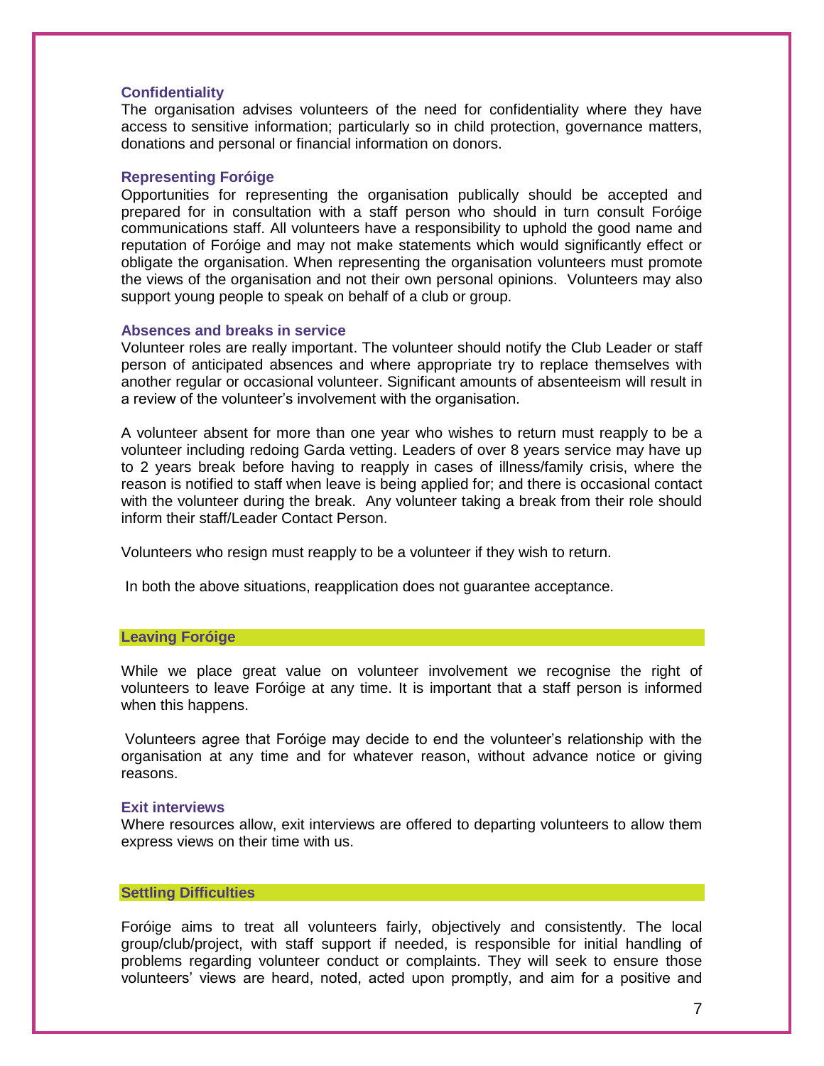### Confidentiality

The organisation advises volunteers of the need for confidentiality where they have access to sensitive information; particularly so in child protection, governance matters, donations and personal or financial information on donors.

### Representing Foróige

Opportunities for representing the organisation publically should be accepted and prepared for in consultation with a staff person who should in turn consult Foróige communications staff. All volunteers have a responsibility to uphold the good name and reputation of Foróige and may not make statements which would significantly effect or obligate the organisation. When representing the organisation volunteers must promote the views of the organisation and not their own personal opinions. Volunteers may also support young people to speak on behalf of a club or group.

### Absences and breaks in service

Volunteer roles are really important. The volunteer should notify the Club Leader or staff person of anticipated absences and where appropriate try to replace themselves with another regular or occasional volunteer. Significant amounts of absenteeism will result in a review of the volunteer's involvement with the organisation.

A volunteer absent for more than one year who wishes to return must reapply to be a volunteer including redoing Garda vetting. Leaders of over 8 years service may have up to 2 years break before having to reapply in cases of illness/family crisis, where the reason is notified to staff when leave is being applied for; and there is occasional contact with the volunteer during the break. Any volunteer taking a break from their role should inform their staff/Leader Contact Person.

Volunteers who resign must reapply to be a volunteer if they wish to return.

In both the above situations, reapplication does not guarantee acceptance.

## Leaving Foróige

While we place great value on volunteer involvement we recognise the right of volunteers to leave Foróige at any time. It is important that a staff person is informed when this happens.

Volunteers agree that Foróige may decide to end the volunteer's relationship with the organisation at any time and for whatever reason, without advance notice or giving reasons.

### Exit interviews

Where resources allow, exit interviews are offered to departing volunteers to allow them express views on their time with us.

## Settling Difficulties

Foróige aims to treat all volunteers fairly, objectively and consistently. The local group/club/project, with staff support if needed, is responsible for initial handling of problems regarding volunteer conduct or complaints. They will seek to ensure those volunteers' views are heard, noted, acted upon promptly, and aim for a positive and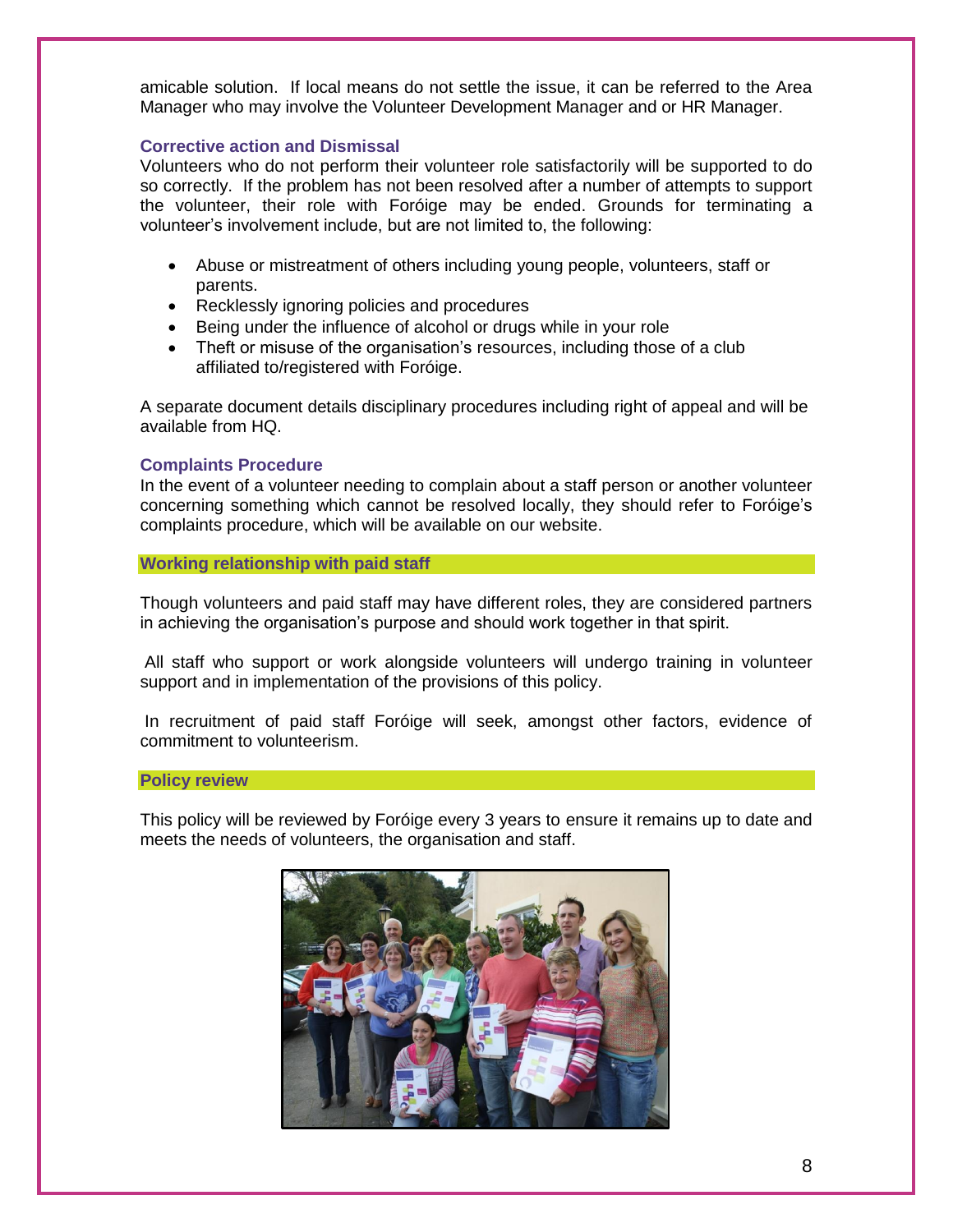amicable solution. If local means do not settle the issue, it can be referred to the Area Manager who may involve the Volunteer Development Manager and or HR Manager.

### Corrective action and Dismissal

Volunteers who do not perform their volunteer role satisfactorily will be supported to do so correctly. If the problem has not been resolved after a number of attempts to support the volunteer, their role with Foróige may be ended. Grounds for terminating a volunteer's involvement include, but are not limited to, the following:

- Abuse or mistreatment of others including young people, volunteers, staff or parents.
- Recklessly ignoring policies and procedures
- Being under the influence of alcohol or drugs while in your role
- Theft or misuse of the organisation's resources, including those of a club affiliated to/registered with Foróige.

A separate document details disciplinary procedures including right of appeal and will be available from HQ.

### Complaints Procedure

In the event of a volunteer needing to complain about a staff person or another volunteer concerning something which cannot be resolved locally, they should refer to Foróige's complaints procedure, which will be available on our website.

## Working relationship with paid staff

Though volunteers and paid staff may have different roles, they are considered partners in achieving the organisation's purpose and should work together in that spirit.

All staff who support or work alongside volunteers will undergo training in volunteer support and in implementation of the provisions of this policy.

In recruitment of paid staff Foróige will seek, amongst other factors, evidence of commitment to volunteerism.

## Policy review

This policy will be reviewed by Foróige every 3 years to ensure it remains up to date and meets the needs of volunteers, the organisation and staff.